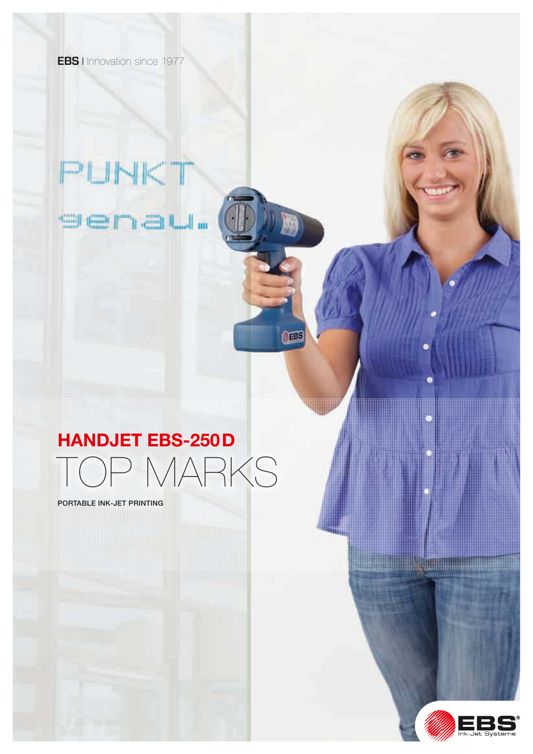**EBS** | Innovation since 1977

PUNKT genau.

# HANDJET EBS-250 D

## TOP MARKS

PORTABLE INK-JET PRINTING

EBS Ink-Jet Systeme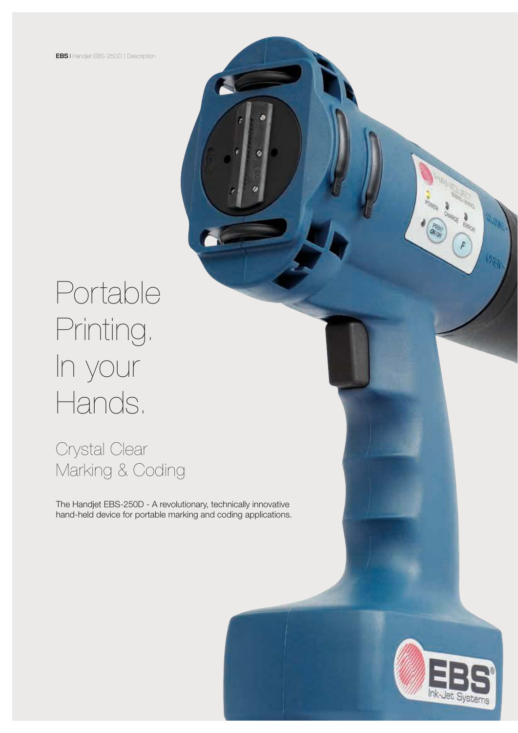# Portable Printing. In your Hands.

## Crystal Clear Marking & Coding

The Handjet EBS-250D - A revolutionary, technically innovative hand-held device for portable marking and coding applications.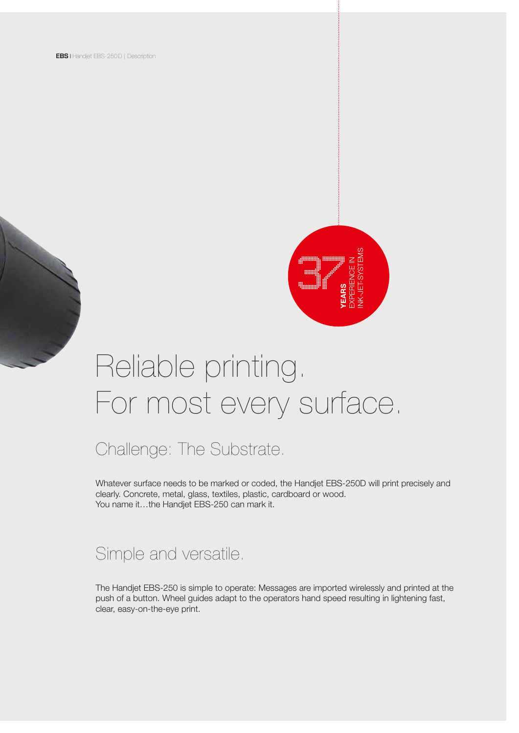37 **YEARS** EXPERIENCE IN INK-JET-SYSTEMS

# Reliable printing. For most every surface.

## Challenge: The Substrate.

Whatever surface needs to be marked or coded, the Handjet EBS-250D will print precisely and clearly. Concrete, metal, glass, textiles, plastic, cardboard or wood.
You name it…the Handjet EBS-250 can mark it.

## Simple and versatile.

The Handjet EBS-250 is simple to operate: Messages are imported wirelessly and printed at the push of a button. Wheel guides adapt to the operators hand speed resulting in lightening fast, clear, easy-on-the-eye print.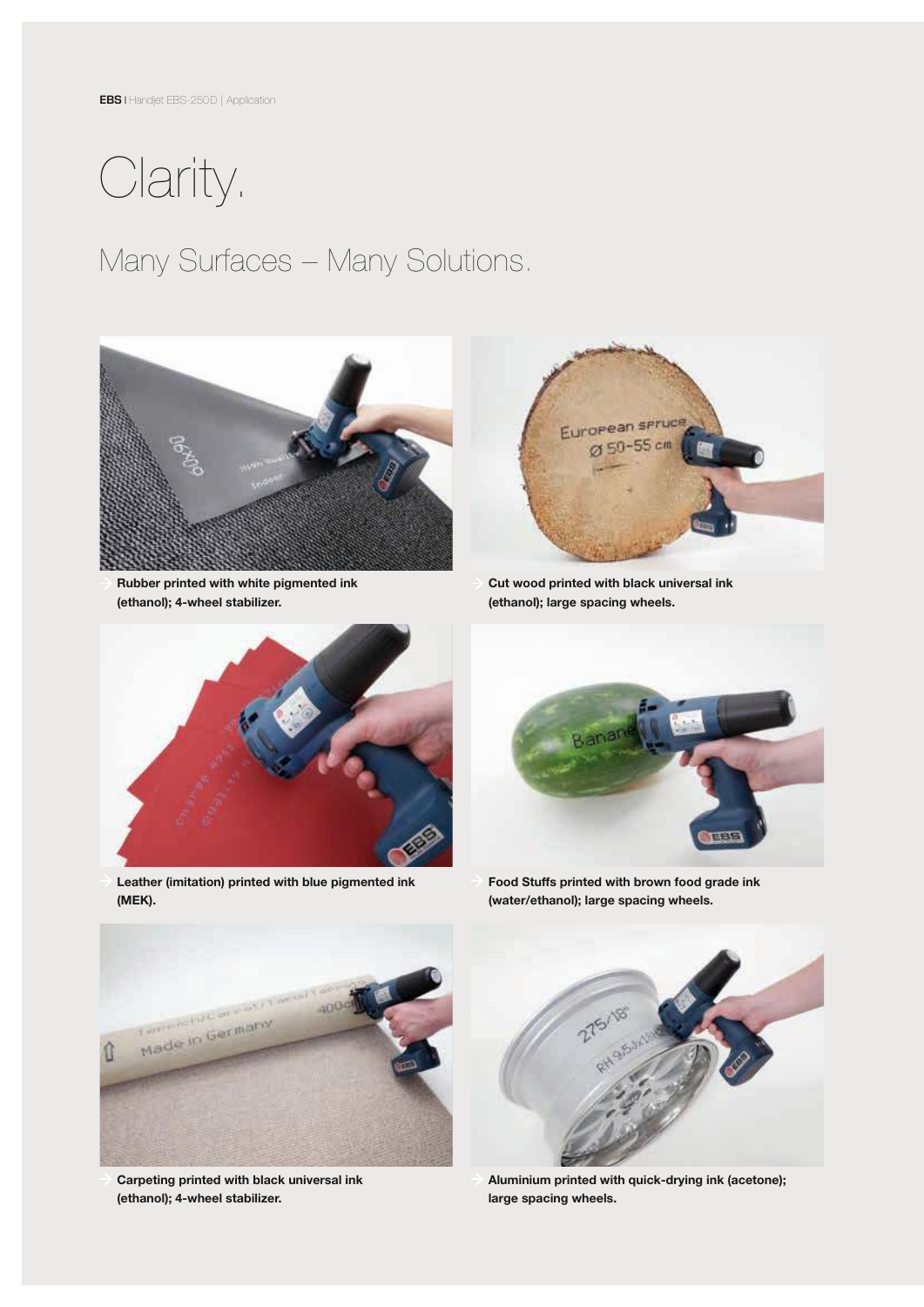# Clarity.

## Many Surfaces – Many Solutions.

**Rubber printed with white pigmented ink (ethanol); 4-wheel stabilizer.**

**Cut wood printed with black universal ink (ethanol); large spacing wheels.**

**Leather (imitation) printed with blue pigmented ink (MEK).**

**Food Stuffs printed with brown food grade ink (water/ethanol); large spacing wheels.**

**Carpeting printed with black universal ink (ethanol); 4-wheel stabilizer.**

**Aluminium printed with quick-drying ink (acetone); large spacing wheels.**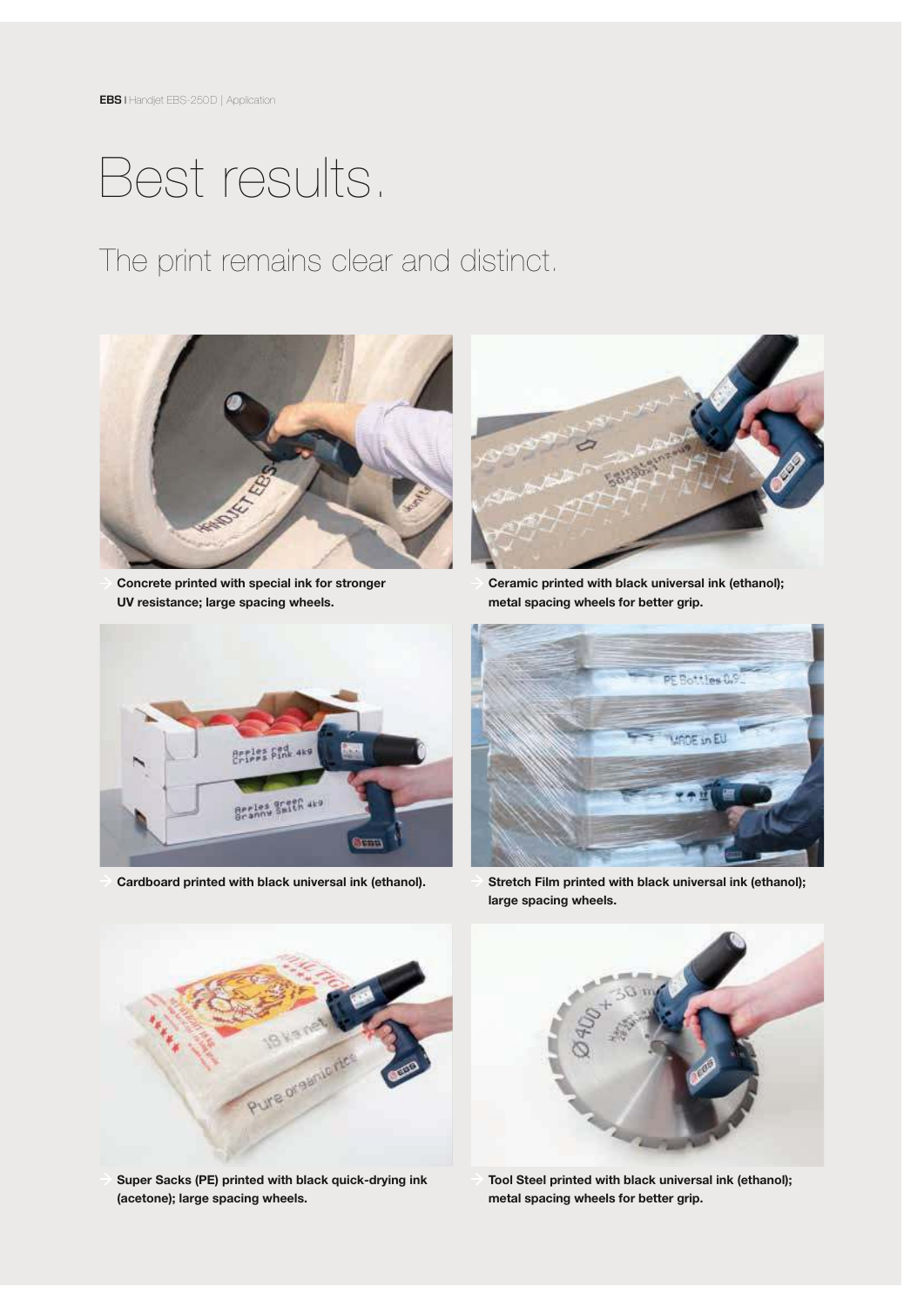# Best results.

## The print remains clear and distinct.

Concrete printed with special ink for stronger UV resistance; large spacing wheels.

Ceramic printed with black universal ink (ethanol); metal spacing wheels for better grip.

Cardboard printed with black universal ink (ethanol).

Stretch Film printed with black universal ink (ethanol); large spacing wheels.

Super Sacks (PE) printed with black quick-drying ink (acetone); large spacing wheels.

Tool Steel printed with black universal ink (ethanol); metal spacing wheels for better grip.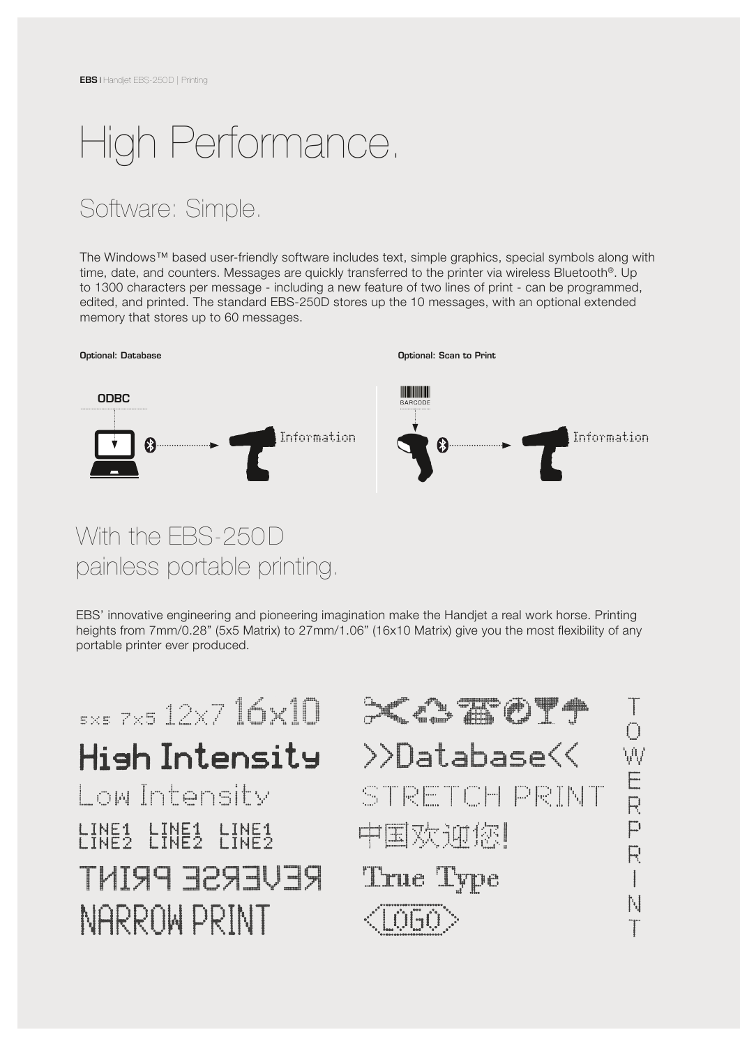# High Performance.

## Software: Simple.

The Windows™ based user-friendly software includes text, simple graphics, special symbols along with time, date, and counters. Messages are quickly transferred to the printer via wireless Bluetooth®. Up to 1300 characters per message - including a new feature of two lines of print - can be programmed, edited, and printed. The standard EBS-250D stores up the 10 messages, with an optional extended memory that stores up to 60 messages.

**Optional: Database**

ODBC

Information

**Optional: Scan to Print**

BARCODE

Information

## With the EBS-250D painless portable printing.

EBS' innovative engineering and pioneering imagination make the Handjet a real work horse. Printing heights from 7mm/0.28" (5x5 Matrix) to 27mm/1.06" (16x10 Matrix) give you the most flexibility of any portable printer ever produced.

5x5 7x5 12x7 16x10

High Intensity

Low Intensity

LINE1 LINE1 LINE1
LINE2 LINE2 LINE2

REVERSE PRINT

NARROW PRINT

>>Database<<

STRETCH PRINT

中国欢迎您!

True Type

LOGO

TOWERPRINT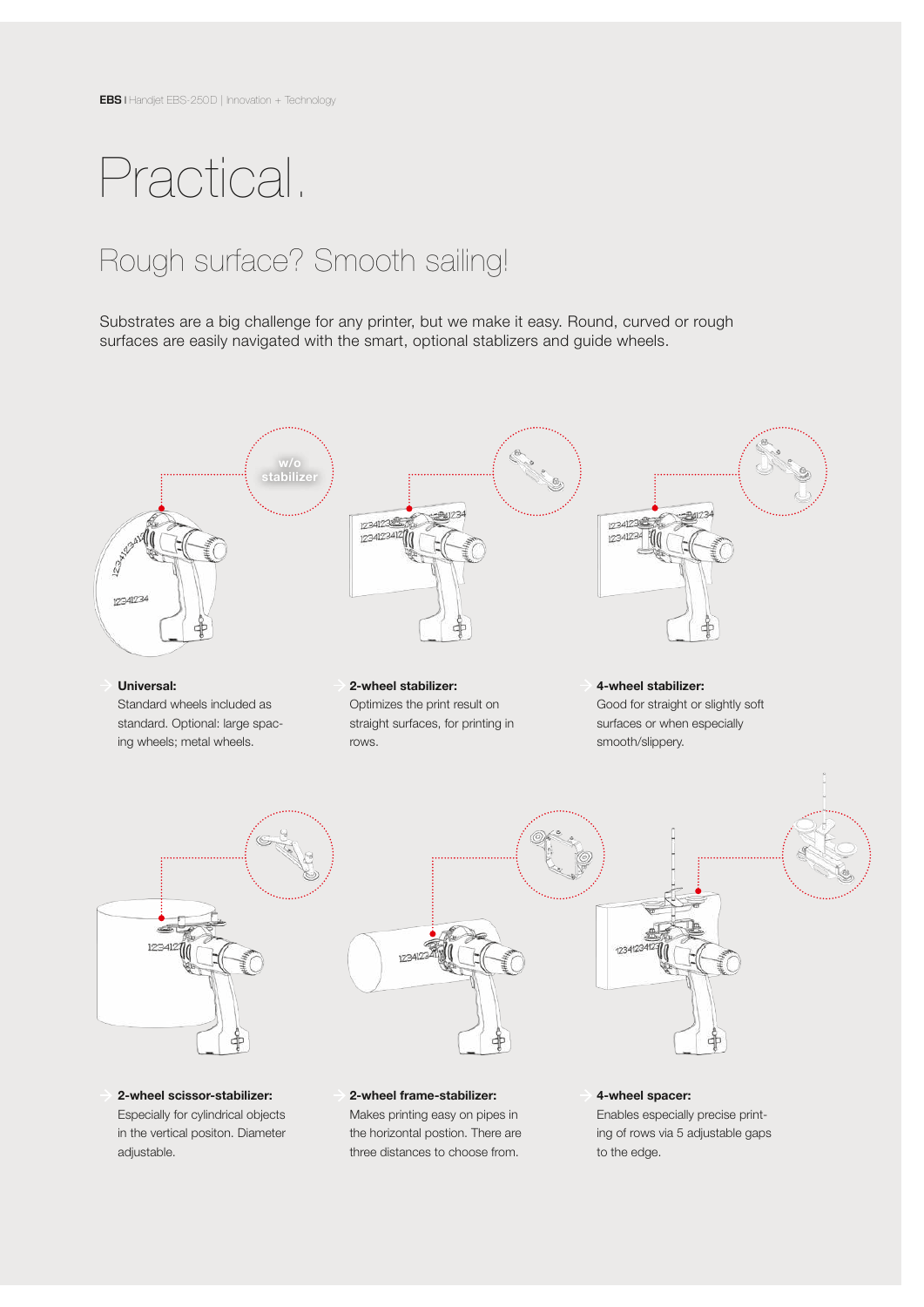# Practical.

## Rough surface? Smooth sailing!

Substrates are a big challenge for any printer, but we make it easy. Round, curved or rough surfaces are easily navigated with the smart, optional stablizers and guide wheels.

w/o stabilizer

**Universal:**
Standard wheels included as standard. Optional: large spacing wheels; metal wheels.

**2-wheel stabilizer:**
Optimizes the print result on straight surfaces, for printing in rows.

**4-wheel stabilizer:**
Good for straight or slightly soft surfaces or when especially smooth/slippery.

**2-wheel scissor-stabilizer:**
Especially for cylindrical objects in the vertical positon. Diameter adjustable.

**2-wheel frame-stabilizer:**
Makes printing easy on pipes in the horizontal postion. There are three distances to choose from.

**4-wheel spacer:**
Enables especially precise printing of rows via 5 adjustable gaps to the edge.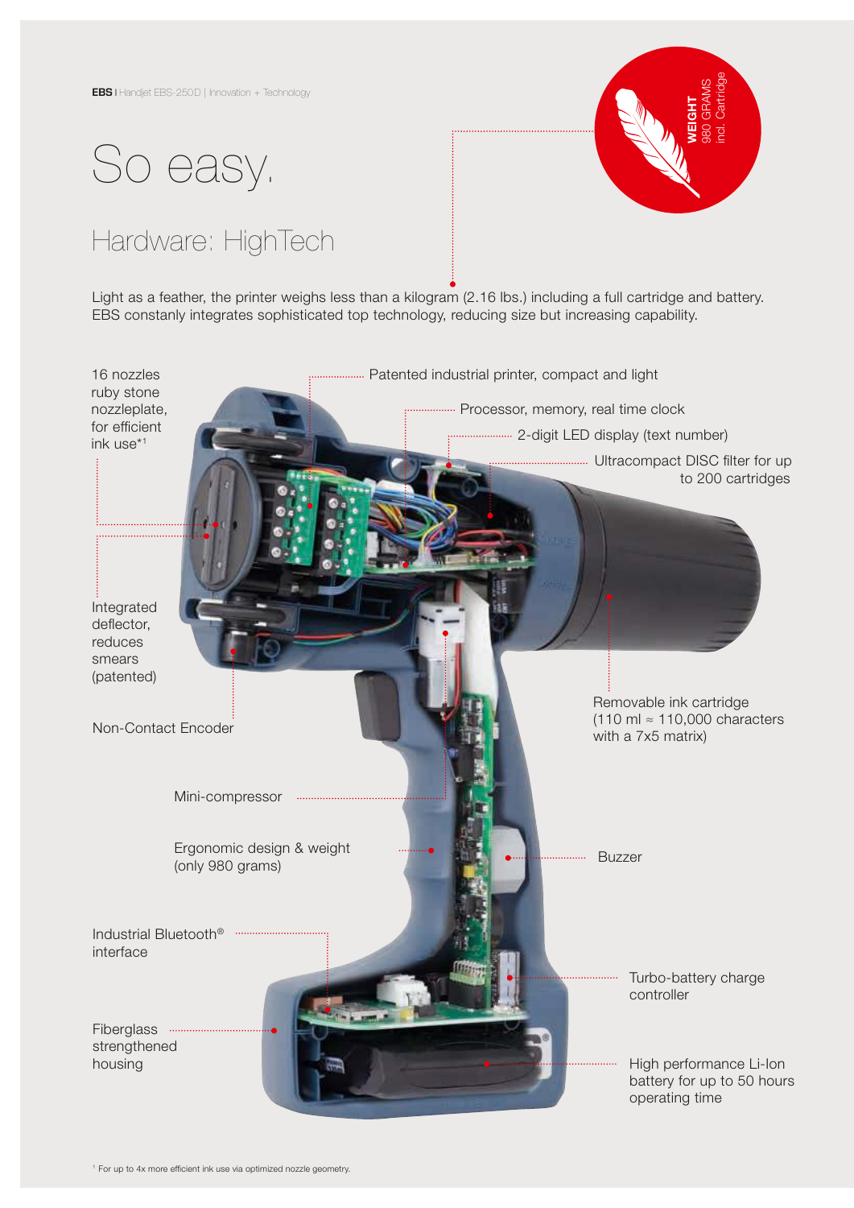# So easy.

## Hardware: HighTech

**WEIGHT**
980 GRAMS
incl. Cartridge

Light as a feather, the printer weighs less than a kilogram (2.16 lbs.) including a full cartridge and battery. EBS constanly integrates sophisticated top technology, reducing size but increasing capability.

- 16 nozzles ruby stone nozzleplate, for efficient ink use*[1]
- Patented industrial printer, compact and light
- Processor, memory, real time clock
- 2-digit LED display (text number)
- Ultracompact DISC filter for up to 200 cartridges
- Integrated deflector, reduces smears (patented)
- Non-Contact Encoder
- Removable ink cartridge (110 ml ≈ 110,000 characters with a 7x5 matrix)
- Mini-compressor
- Ergonomic design & weight (only 980 grams)
- Buzzer
- Industrial Bluetooth® interface
- Turbo-battery charge controller
- Fiberglass strengthened housing
- High performance Li-Ion battery for up to 50 hours operating time

[1] For up to 4x more efficient ink use via optimized nozzle geometry.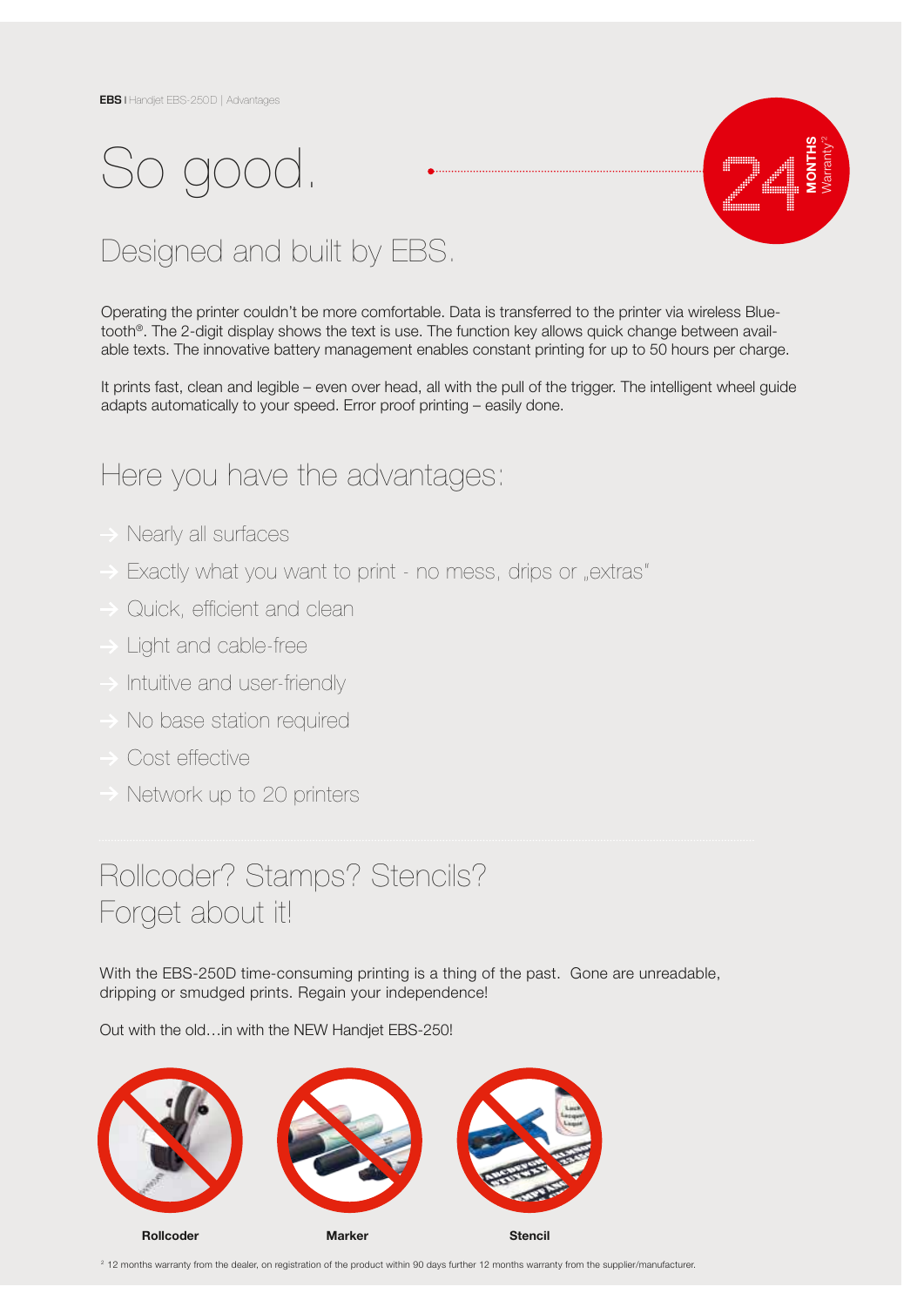# So good.

24 MONTHS Warranty[2]

## Designed and built by EBS.

Operating the printer couldn't be more comfortable. Data is transferred to the printer via wireless Bluetooth®. The 2-digit display shows the text is use. The function key allows quick change between available texts. The innovative battery management enables constant printing for up to 50 hours per charge.

It prints fast, clean and legible – even over head, all with the pull of the trigger. The intelligent wheel guide adapts automatically to your speed. Error proof printing – easily done.

## Here you have the advantages:

- → Nearly all surfaces
- → Exactly what you want to print - no mess, drips or „extras"
- → Quick, efficient and clean
- → Light and cable-free
- → Intuitive and user-friendly
- → No base station required
- → Cost effective
- → Network up to 20 printers

## Rollcoder? Stamps? Stencils? Forget about it!

With the EBS-250D time-consuming printing is a thing of the past. Gone are unreadable, dripping or smudged prints. Regain your independence!

Out with the old…in with the NEW Handjet EBS-250!

**Rollcoder** **Marker** **Stencil**

[2] 12 months warranty from the dealer, on registration of the product within 90 days further 12 months warranty from the supplier/manufacturer.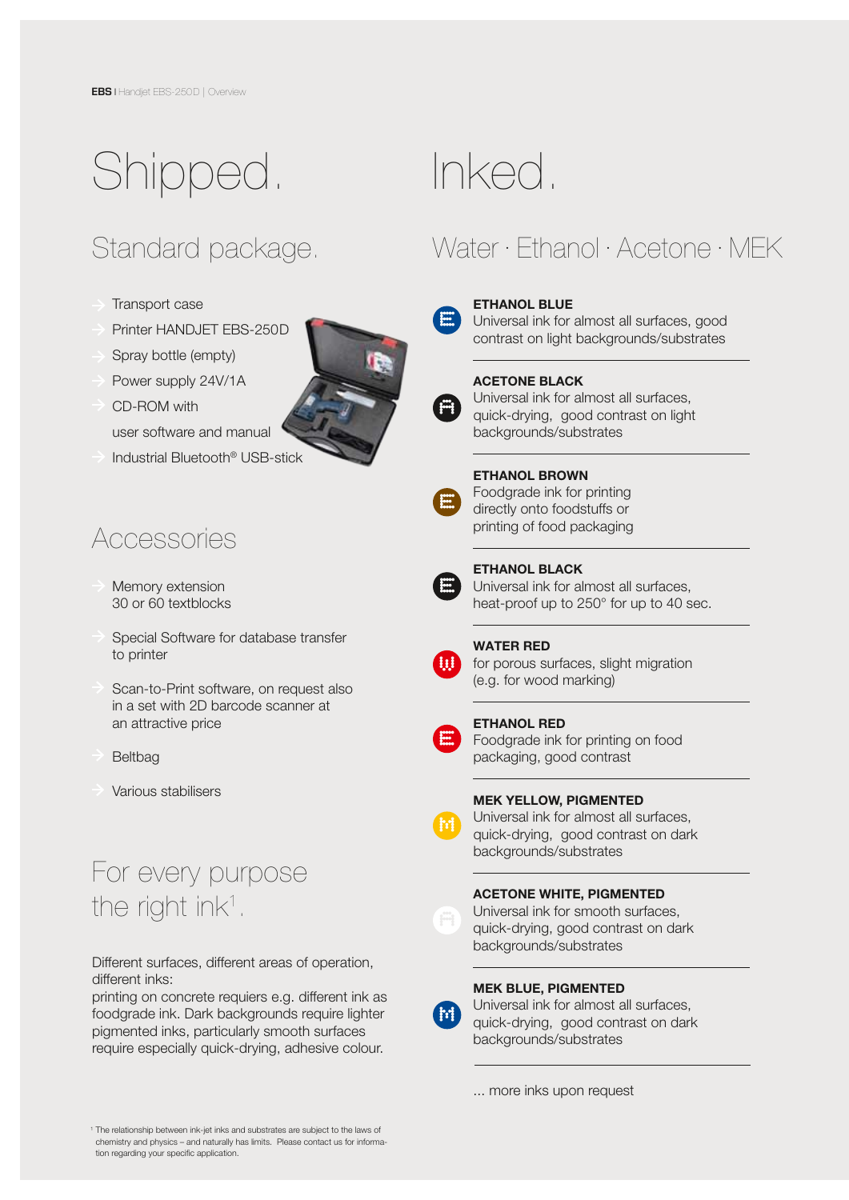# Shipped.

## Standard package.

- Transport case
- Printer HANDJET EBS-250D
- Spray bottle (empty)
- Power supply 24V/1A
- CD-ROM with user software and manual
- Industrial Bluetooth® USB-stick

## Accessories

- Memory extension 30 or 60 textblocks
- Special Software for database transfer to printer
- Scan-to-Print software, on request also in a set with 2D barcode scanner at an attractive price
- Beltbag
- Various stabilisers

## For every purpose the right ink[1].

Different surfaces, different areas of operation, different inks:
printing on concrete requiers e.g. different ink as foodgrade ink. Dark backgrounds require lighter pigmented inks, particularly smooth surfaces require especially quick-drying, adhesive colour.

[1] The relationship between ink-jet inks and substrates are subject to the laws of chemistry and physics – and naturally has limits. Please contact us for information regarding your specific application.

# Inked.

## Water · Ethanol · Acetone · MEK

**ETHANOL BLUE**
Universal ink for almost all surfaces, good contrast on light backgrounds/substrates

**ACETONE BLACK**
Universal ink for almost all surfaces, quick-drying, good contrast on light backgrounds/substrates

**ETHANOL BROWN**
Foodgrade ink for printing directly onto foodstuffs or printing of food packaging

**ETHANOL BLACK**
Universal ink for almost all surfaces, heat-proof up to 250° for up to 40 sec.

**WATER RED**
for porous surfaces, slight migration (e.g. for wood marking)

**ETHANOL RED**
Foodgrade ink for printing on food packaging, good contrast

**MEK YELLOW, PIGMENTED**
Universal ink for almost all surfaces, quick-drying, good contrast on dark backgrounds/substrates

**ACETONE WHITE, PIGMENTED**
Universal ink for smooth surfaces, quick-drying, good contrast on dark backgrounds/substrates

**MEK BLUE, PIGMENTED**
Universal ink for almost all surfaces, quick-drying, good contrast on dark backgrounds/substrates

... more inks upon request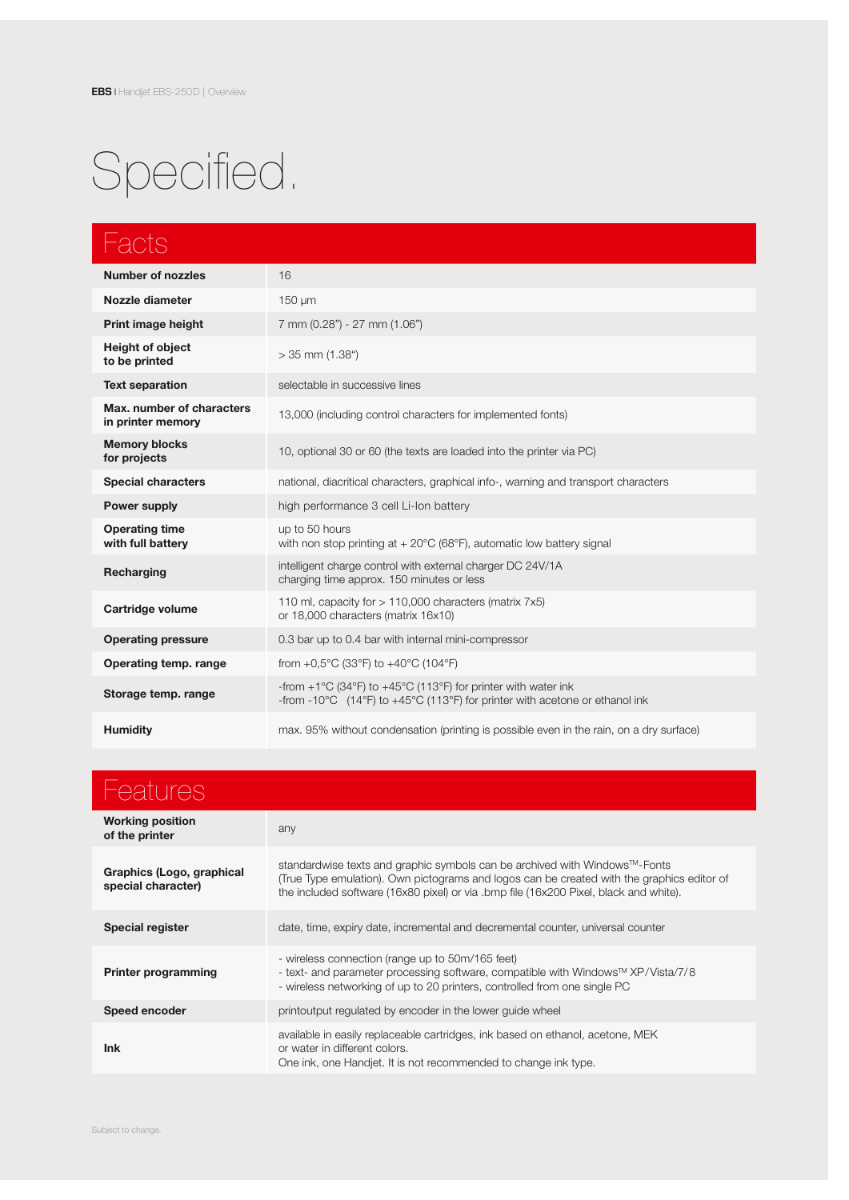# Specified.

## Facts

| | |
|---|---|
| **Number of nozzles** | 16 |
| **Nozzle diameter** | 150 µm |
| **Print image height** | 7 mm (0.28") - 27 mm (1.06") |
| **Height of object to be printed** | > 35 mm (1.38") |
| **Text separation** | selectable in successive lines |
| **Max. number of characters in printer memory** | 13,000 (including control characters for implemented fonts) |
| **Memory blocks for projects** | 10, optional 30 or 60 (the texts are loaded into the printer via PC) |
| **Special characters** | national, diacritical characters, graphical info-, warning and transport characters |
| **Power supply** | high performance 3 cell Li-Ion battery |
| **Operating time with full battery** | up to 50 hours<br>with non stop printing at + 20°C (68°F), automatic low battery signal |
| **Recharging** | intelligent charge control with external charger DC 24V/1A<br>charging time approx. 150 minutes or less |
| **Cartridge volume** | 110 ml, capacity for > 110,000 characters (matrix 7x5)<br>or 18,000 characters (matrix 16x10) |
| **Operating pressure** | 0.3 bar up to 0.4 bar with internal mini-compressor |
| **Operating temp. range** | from +0,5°C (33°F) to +40°C (104°F) |
| **Storage temp. range** | -from +1°C (34°F) to +45°C (113°F) for printer with water ink<br>-from -10°C (14°F) to +45°C (113°F) for printer with acetone or ethanol ink |
| **Humidity** | max. 95% without condensation (printing is possible even in the rain, on a dry surface) |

## Features

| | |
|---|---|
| **Working position of the printer** | any |
| **Graphics (Logo, graphical special character)** | standardwise texts and graphic symbols can be archived with Windows™-Fonts (True Type emulation). Own pictograms and logos can be created with the graphics editor of the included software (16x80 pixel) or via .bmp file (16x200 Pixel, black and white). |
| **Special register** | date, time, expiry date, incremental and decremental counter, universal counter |
| **Printer programming** | - wireless connection (range up to 50m/165 feet)<br>- text- and parameter processing software, compatible with Windows™ XP/Vista/7/8<br>- wireless networking of up to 20 printers, controlled from one single PC |
| **Speed encoder** | printoutput regulated by encoder in the lower guide wheel |
| **Ink** | available in easily replaceable cartridges, ink based on ethanol, acetone, MEK or water in different colors.<br>One ink, one Handjet. It is not recommended to change ink type. |

Subject to change.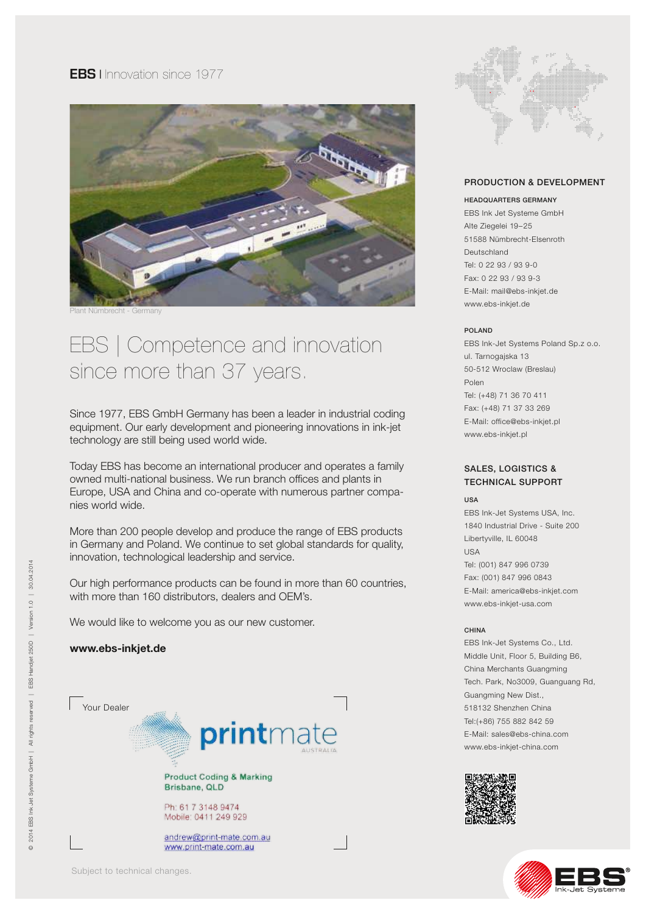**EBS** | Innovation since 1977

Plant Nümbrecht - Germany

# EBS | Competence and innovation since more than 37 years.

Since 1977, EBS GmbH Germany has been a leader in industrial coding equipment. Our early development and pioneering innovations in ink-jet technology are still being used world wide.

Today EBS has become an international producer and operates a family owned multi-national business. We run branch offices and plants in Europe, USA and China and co-operate with numerous partner companies world wide.

More than 200 people develop and produce the range of EBS products in Germany and Poland. We continue to set global standards for quality, innovation, technological leadership and service.

Our high performance products can be found in more than 60 countries, with more than 160 distributors, dealers and OEM's.

We would like to welcome you as our new customer.

**www.ebs-inkjet.de**

Your Dealer

printmate AUSTRALIA

Product Coding & Marking
Brisbane, QLD

Ph: 61 7 3148 9474
Mobile: 0411 249 929

andrew@print-mate.com.au
www.print-mate.com.au

Subject to technical changes.

## PRODUCTION & DEVELOPMENT

**HEADQUARTERS GERMANY**
EBS Ink Jet Systeme GmbH
Alte Ziegelei 19–25
51588 Nümbrecht-Elsenroth
Deutschland
Tel: 0 22 93 / 93 9-0
Fax: 0 22 93 / 93 9-3
E-Mail: mail@ebs-inkjet.de
www.ebs-inkjet.de

**POLAND**
EBS Ink-Jet Systems Poland Sp.z o.o.
ul. Tarnogajska 13
50-512 Wroclaw (Breslau)
Polen
Tel: (+48) 71 36 70 411
Fax: (+48) 71 37 33 269
E-Mail: office@ebs-inkjet.pl
www.ebs-inkjet.pl

## SALES, LOGISTICS & TECHNICAL SUPPORT

**USA**
EBS Ink-Jet Systems USA, Inc.
1840 Industrial Drive - Suite 200
Libertyville, IL 60048
USA
Tel: (001) 847 996 0739
Fax: (001) 847 996 0843
E-Mail: america@ebs-inkjet.com
www.ebs-inkjet-usa.com

**CHINA**
EBS Ink-Jet Systems Co., Ltd.
Middle Unit, Floor 5, Building B6,
China Merchants Guangming
Tech. Park, No3009, Guanguang Rd,
Guangming New Dist.,
518132 Shenzhen China
Tel:(+86) 755 882 842 59
E-Mail: sales@ebs-china.com
www.ebs-inkjet-china.com

EBS Ink-Jet Systeme

© 2014 EBS Ink-Jet Systeme GmbH | All rights reserved | EBS Handjet 250D | Version 1.0 | 30.04.2014